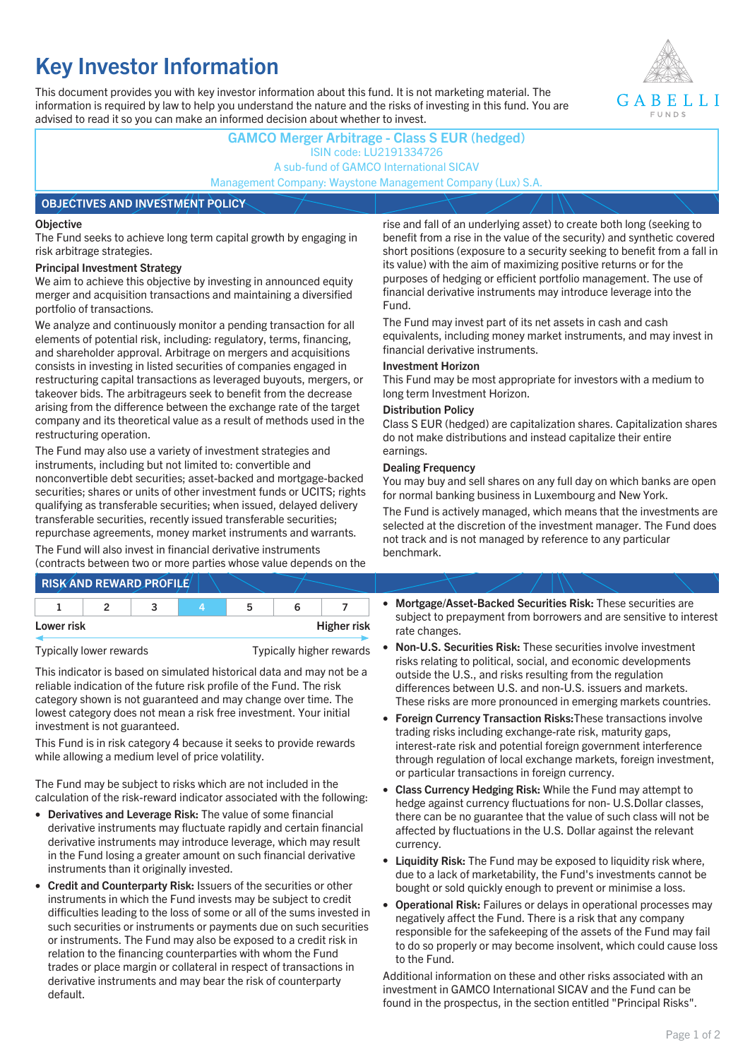# Key Investor Information

This document provides you with key investor information about this fund. It is not marketing material. The information is required by law to help you understand the nature and the risks of investing in this fund. You are advised to read it so you can make an informed decision about whether to invest.

**GAMCO Merger Arbitrage - Class S EUR (hedged)**
ISIN code: LU2191334726
A sub-fund of GAMCO International SICAV
Management Company: Waystone Management Company (Lux) S.A.

## OBJECTIVES AND INVESTMENT POLICY

### Objective

The Fund seeks to achieve long term capital growth by engaging in risk arbitrage strategies.

### Principal Investment Strategy

We aim to achieve this objective by investing in announced equity merger and acquisition transactions and maintaining a diversified portfolio of transactions.

We analyze and continuously monitor a pending transaction for all elements of potential risk, including: regulatory, terms, financing, and shareholder approval. Arbitrage on mergers and acquisitions consists in investing in listed securities of companies engaged in restructuring capital transactions as leveraged buyouts, mergers, or takeover bids. The arbitrageurs seek to benefit from the decrease arising from the difference between the exchange rate of the target company and its theoretical value as a result of methods used in the restructuring operation.

The Fund may also use a variety of investment strategies and instruments, including but not limited to: convertible and nonconvertible debt securities; asset-backed and mortgage-backed securities; shares or units of other investment funds or UCITS; rights qualifying as transferable securities; when issued, delayed delivery transferable securities, recently issued transferable securities; repurchase agreements, money market instruments and warrants.

The Fund will also invest in financial derivative instruments (contracts between two or more parties whose value depends on the rise and fall of an underlying asset) to create both long (seeking to benefit from a rise in the value of the security) and synthetic covered short positions (exposure to a security seeking to benefit from a fall in its value) with the aim of maximizing positive returns or for the purposes of hedging or efficient portfolio management. The use of financial derivative instruments may introduce leverage into the Fund.

The Fund may invest part of its net assets in cash and cash equivalents, including money market instruments, and may invest in financial derivative instruments.

### Investment Horizon

This Fund may be most appropriate for investors with a medium to long term Investment Horizon.

### Distribution Policy

Class S EUR (hedged) are capitalization shares. Capitalization shares do not make distributions and instead capitalize their entire earnings.

### Dealing Frequency

You may buy and sell shares on any full day on which banks are open for normal banking business in Luxembourg and New York.

The Fund is actively managed, which means that the investments are selected at the discretion of the investment manager. The Fund does not track and is not managed by reference to any particular benchmark.

## RISK AND REWARD PROFILE

| 1 | 2 | 3 | **4** | 5 | 6 | 7 |
|---|---|---|---|---|---|---|

**Lower risk** — **Higher risk**

Typically lower rewards — Typically higher rewards

This indicator is based on simulated historical data and may not be a reliable indication of the future risk profile of the Fund. The risk category shown is not guaranteed and may change over time. The lowest category does not mean a risk free investment. Your initial investment is not guaranteed.

This Fund is in risk category 4 because it seeks to provide rewards while allowing a medium level of price volatility.

The Fund may be subject to risks which are not included in the calculation of the risk-reward indicator associated with the following:

- **Derivatives and Leverage Risk:** The value of some financial derivative instruments may fluctuate rapidly and certain financial derivative instruments may introduce leverage, which may result in the Fund losing a greater amount on such financial derivative instruments than it originally invested.
- **Credit and Counterparty Risk:** Issuers of the securities or other instruments in which the Fund invests may be subject to credit difficulties leading to the loss of some or all of the sums invested in such securities or instruments or payments due on such securities or instruments. The Fund may also be exposed to a credit risk in relation to the financing counterparties with whom the Fund trades or place margin or collateral in respect of transactions in derivative instruments and may bear the risk of counterparty default.
- **Mortgage/Asset-Backed Securities Risk:** These securities are subject to prepayment from borrowers and are sensitive to interest rate changes.
- **Non-U.S. Securities Risk:** These securities involve investment risks relating to political, social, and economic developments outside the U.S., and risks resulting from the regulation differences between U.S. and non-U.S. issuers and markets. These risks are more pronounced in emerging markets countries.
- **Foreign Currency Transaction Risks:** These transactions involve trading risks including exchange-rate risk, maturity gaps, interest-rate risk and potential foreign government interference through regulation of local exchange markets, foreign investment, or particular transactions in foreign currency.
- **Class Currency Hedging Risk:** While the Fund may attempt to hedge against currency fluctuations for non- U.S.Dollar classes, there can be no guarantee that the value of such class will not be affected by fluctuations in the U.S. Dollar against the relevant currency.
- **Liquidity Risk:** The Fund may be exposed to liquidity risk where, due to a lack of marketability, the Fund's investments cannot be bought or sold quickly enough to prevent or minimise a loss.
- **Operational Risk:** Failures or delays in operational processes may negatively affect the Fund. There is a risk that any company responsible for the safekeeping of the assets of the Fund may fail to do so properly or may become insolvent, which could cause loss to the Fund.

Additional information on these and other risks associated with an investment in GAMCO International SICAV and the Fund can be found in the prospectus, in the section entitled "Principal Risks".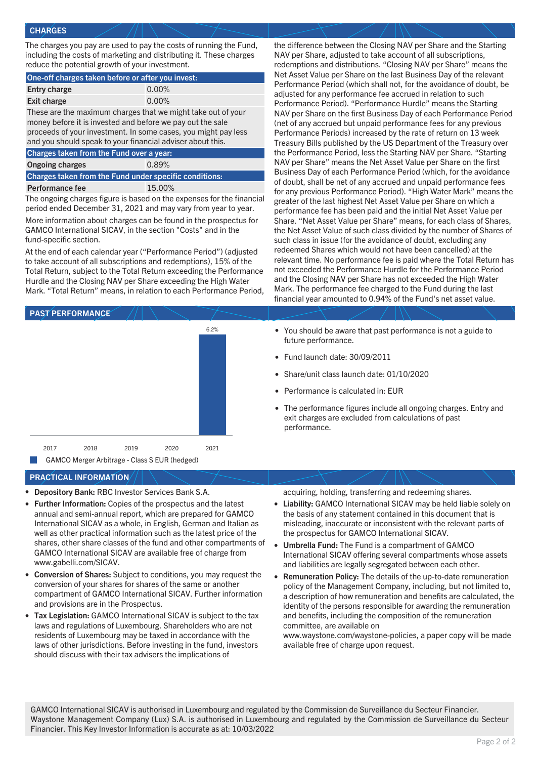## CHARGES

The charges you pay are used to pay the costs of running the Fund, including the costs of marketing and distributing it. These charges reduce the potential growth of your investment.

| One-off charges taken before or after you invest: | |
|---|---|
| **Entry charge** | 0.00% |
| **Exit charge** | 0.00% |
| These are the maximum charges that we might take out of your money before it is invested and before we pay out the sale proceeds of your investment. In some cases, you might pay less and you should speak to your financial adviser about this. | |
| **Charges taken from the Fund over a year:** | |
| **Ongoing charges** | 0.89% |
| **Charges taken from the Fund under specific conditions:** | |
| **Performance fee** | 15.00% |

The ongoing charges figure is based on the expenses for the financial period ended December 31, 2021 and may vary from year to year.

More information about charges can be found in the prospectus for GAMCO International SICAV, in the section "Costs" and in the fund-specific section.

At the end of each calendar year ("Performance Period") (adjusted to take account of all subscriptions and redemptions), 15% of the Total Return, subject to the Total Return exceeding the Performance Hurdle and the Closing NAV per Share exceeding the High Water Mark. "Total Return" means, in relation to each Performance Period, the difference between the Closing NAV per Share and the Starting NAV per Share, adjusted to take account of all subscriptions, redemptions and distributions. "Closing NAV per Share" means the Net Asset Value per Share on the last Business Day of the relevant Performance Period (which shall not, for the avoidance of doubt, be adjusted for any performance fee accrued in relation to such Performance Period). "Performance Hurdle" means the Starting NAV per Share on the first Business Day of each Performance Period (net of any accrued but unpaid performance fees for any previous Performance Periods) increased by the rate of return on 13 week Treasury Bills published by the US Department of the Treasury over the Performance Period, less the Starting NAV per Share. "Starting NAV per Share" means the Net Asset Value per Share on the first Business Day of each Performance Period (which, for the avoidance of doubt, shall be net of any accrued and unpaid performance fees for any previous Performance Period). "High Water Mark" means the greater of the last highest Net Asset Value per Share on which a performance fee has been paid and the initial Net Asset Value per Share. "Net Asset Value per Share" means, for each class of Shares, the Net Asset Value of such class divided by the number of Shares of such class in issue (for the avoidance of doubt, excluding any redeemed Shares which would not have been cancelled) at the relevant time. No performance fee is paid where the Total Return has not exceeded the Performance Hurdle for the Performance Period and the Closing NAV per Share has not exceeded the High Water Mark. The performance fee charged to the Fund during the last financial year amounted to 0.94% of the Fund's net asset value.

## PAST PERFORMANCE

6.2%

2017 2018 2019 2020 2021

GAMCO Merger Arbitrage - Class S EUR (hedged)

- You should be aware that past performance is not a guide to future performance.
- Fund launch date: 30/09/2011
- Share/unit class launch date: 01/10/2020
- Performance is calculated in: EUR
- The performance figures include all ongoing charges. Entry and exit charges are excluded from calculations of past performance.

## PRACTICAL INFORMATION

- **Depository Bank:** RBC Investor Services Bank S.A.
- **Further Information:** Copies of the prospectus and the latest annual and semi-annual report, which are prepared for GAMCO International SICAV as a whole, in English, German and Italian as well as other practical information such as the latest price of the shares, other share classes of the fund and other compartments of GAMCO International SICAV are available free of charge from www.gabelli.com/SICAV.
- **Conversion of Shares:** Subject to conditions, you may request the conversion of your shares for shares of the same or another compartment of GAMCO International SICAV. Further information and provisions are in the Prospectus.
- **Tax Legislation:** GAMCO International SICAV is subject to the tax laws and regulations of Luxembourg. Shareholders who are not residents of Luxembourg may be taxed in accordance with the laws of other jurisdictions. Before investing in the fund, investors should discuss with their tax advisers the implications of acquiring, holding, transferring and redeeming shares.
- **Liability:** GAMCO International SICAV may be held liable solely on the basis of any statement contained in this document that is misleading, inaccurate or inconsistent with the relevant parts of the prospectus for GAMCO International SICAV.
- **Umbrella Fund:** The Fund is a compartment of GAMCO International SICAV offering several compartments whose assets and liabilities are legally segregated between each other.
- **Remuneration Policy:** The details of the up-to-date remuneration policy of the Management Company, including, but not limited to, a description of how remuneration and benefits are calculated, the identity of the persons responsible for awarding the remuneration and benefits, including the composition of the remuneration committee, are available on www.waystone.com/waystone-policies, a paper copy will be made available free of charge upon request.

GAMCO International SICAV is authorised in Luxembourg and regulated by the Commission de Surveillance du Secteur Financier. Waystone Management Company (Lux) S.A. is authorised in Luxembourg and regulated by the Commission de Surveillance du Secteur Financier. This Key Investor Information is accurate as at: 10/03/2022